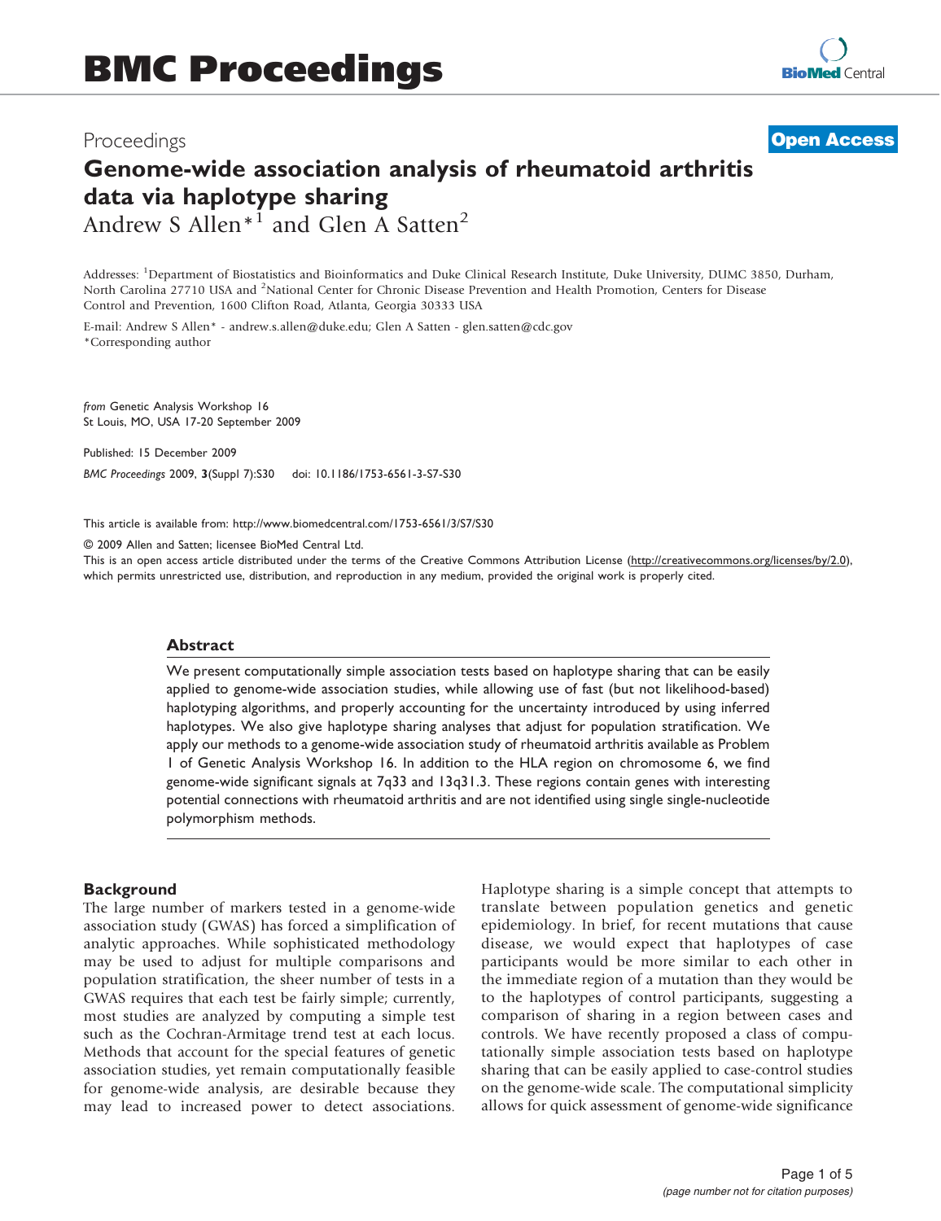Proceedings

**Open Access**

# Genome-wide association analysis of rheumatoid arthritis data via haplotype sharing

Andrew S Allen*[1] and Glen A Satten[2]

Addresses: [1]Department of Biostatistics and Bioinformatics and Duke Clinical Research Institute, Duke University, DUMC 3850, Durham, North Carolina 27710 USA and [2]National Center for Chronic Disease Prevention and Health Promotion, Centers for Disease Control and Prevention, 1600 Clifton Road, Atlanta, Georgia 30333 USA

E-mail: Andrew S Allen* - andrew.s.allen@duke.edu; Glen A Satten - glen.satten@cdc.gov
*Corresponding author

*from* Genetic Analysis Workshop 16
St Louis, MO, USA 17-20 September 2009

Published: 15 December 2009

*BMC Proceedings* 2009, **3**(Suppl 7):S30 doi: 10.1186/1753-6561-3-S7-S30

This article is available from: http://www.biomedcentral.com/1753-6561/3/S7/S30

© 2009 Allen and Satten; licensee BioMed Central Ltd.
This is an open access article distributed under the terms of the Creative Commons Attribution License (http://creativecommons.org/licenses/by/2.0), which permits unrestricted use, distribution, and reproduction in any medium, provided the original work is properly cited.

## Abstract

We present computationally simple association tests based on haplotype sharing that can be easily applied to genome-wide association studies, while allowing use of fast (but not likelihood-based) haplotyping algorithms, and properly accounting for the uncertainty introduced by using inferred haplotypes. We also give haplotype sharing analyses that adjust for population stratification. We apply our methods to a genome-wide association study of rheumatoid arthritis available as Problem 1 of Genetic Analysis Workshop 16. In addition to the HLA region on chromosome 6, we find genome-wide significant signals at 7q33 and 13q31.3. These regions contain genes with interesting potential connections with rheumatoid arthritis and are not identified using single single-nucleotide polymorphism methods.

## Background

The large number of markers tested in a genome-wide association study (GWAS) has forced a simplification of analytic approaches. While sophisticated methodology may be used to adjust for multiple comparisons and population stratification, the sheer number of tests in a GWAS requires that each test be fairly simple; currently, most studies are analyzed by computing a simple test such as the Cochran-Armitage trend test at each locus. Methods that account for the special features of genetic association studies, yet remain computationally feasible for genome-wide analysis, are desirable because they may lead to increased power to detect associations.

Haplotype sharing is a simple concept that attempts to translate between population genetics and genetic epidemiology. In brief, for recent mutations that cause disease, we would expect that haplotypes of case participants would be more similar to each other in the immediate region of a mutation than they would be to the haplotypes of control participants, suggesting a comparison of sharing in a region between cases and controls. We have recently proposed a class of computationally simple association tests based on haplotype sharing that can be easily applied to case-control studies on the genome-wide scale. The computational simplicity allows for quick assessment of genome-wide significance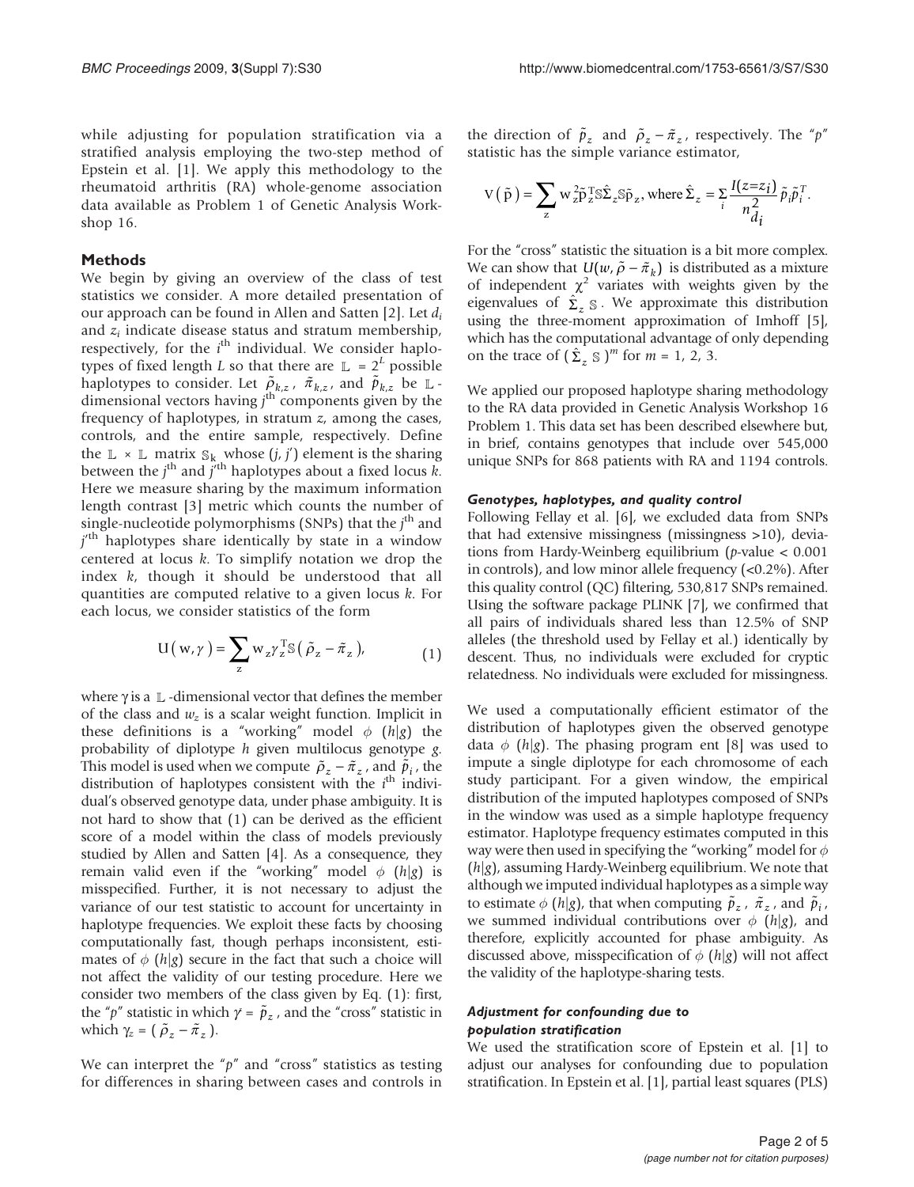while adjusting for population stratification via a stratified analysis employing the two-step method of Epstein et al. [1]. We apply this methodology to the rheumatoid arthritis (RA) whole-genome association data available as Problem 1 of Genetic Analysis Workshop 16.

## Methods

We begin by giving an overview of the class of test statistics we consider. A more detailed presentation of our approach can be found in Allen and Satten [2]. Let $d_i$ and $z_i$ indicate disease status and stratum membership, respectively, for the $i^{th}$ individual. We consider haplotypes of fixed length $L$ so that there are $\mathbb{L} = 2^L$ possible haplotypes to consider. Let $\tilde{\rho}_{k,z}$, $\tilde{\pi}_{k,z}$, and $\tilde{p}_{k,z}$ be $\mathbb{L}$-dimensional vectors having $j^{th}$ components given by the frequency of haplotypes, in stratum $z$, among the cases, controls, and the entire sample, respectively. Define the $\mathbb{L} \times \mathbb{L}$ matrix $\mathbb{S}_k$ whose $(j, j')$ element is the sharing between the $j^{th}$ and $j'^{th}$ haplotypes about a fixed locus $k$. Here we measure sharing by the maximum information length contrast [3] metric which counts the number of single-nucleotide polymorphisms (SNPs) that the $j^{th}$ and $j'^{th}$ haplotypes share identically by state in a window centered at locus $k$. To simplify notation we drop the index $k$, though it should be understood that all quantities are computed relative to a given locus $k$. For each locus, we consider statistics of the form

$$\mathrm{U}(\mathrm{w}, \gamma) = \sum_z \mathrm{w}_z \gamma_z^{\mathrm{T}} \mathbb{S} (\tilde{\rho}_z - \tilde{\pi}_z), \quad (1)$$

where $\gamma$ is a $\mathbb{L}$-dimensional vector that defines the member of the class and $w_z$ is a scalar weight function. Implicit in these definitions is a "working" model $\phi$ $(h|g)$ the probability of diplotype $h$ given multilocus genotype $g$. This model is used when we compute $\tilde{\rho}_z - \tilde{\pi}_z$, and $\tilde{p}_i$, the distribution of haplotypes consistent with the $i^{th}$ individual's observed genotype data, under phase ambiguity. It is not hard to show that (1) can be derived as the efficient score of a model within the class of models previously studied by Allen and Satten [4]. As a consequence, they remain valid even if the "working" model $\phi$ $(h|g)$ is misspecified. Further, it is not necessary to adjust the variance of our test statistic to account for uncertainty in haplotype frequencies. We exploit these facts by choosing computationally fast, though perhaps inconsistent, estimates of $\phi$ $(h|g)$ secure in the fact that such a choice will not affect the validity of our testing procedure. Here we consider two members of the class given by Eq. (1): first, the "$p$" statistic in which $\gamma = \tilde{p}_z$, and the "cross" statistic in which $\gamma_z = (\tilde{\rho}_z - \tilde{\pi}_z)$.

We can interpret the "$p$" and "cross" statistics as testing for differences in sharing between cases and controls in the direction of $\tilde{p}_z$ and $\tilde{\rho}_z - \tilde{\pi}_z$, respectively. The "$p$" statistic has the simple variance estimator,

$$\mathrm{V}(\tilde{\mathrm{p}}) = \sum_z \mathrm{w}_z^2 \tilde{\mathrm{p}}_z^{\mathrm{T}} \mathbb{S} \hat{\Sigma}_z \mathbb{S} \tilde{\mathrm{p}}_z, \text{ where } \hat{\Sigma}_z = \sum_i \frac{I(z=z_i)}{n_{d_i}^2} \tilde{p}_i \tilde{p}_i^T.$$

For the "cross" statistic the situation is a bit more complex. We can show that $U(w, \tilde{\rho} - \tilde{\pi}_k)$ is distributed as a mixture of independent $\chi^2$ variates with weights given by the eigenvalues of $\hat{\Sigma}_z \mathbb{S}$. We approximate this distribution using the three-moment approximation of Imhoff [5], which has the computational advantage of only depending on the trace of $(\hat{\Sigma}_z \mathbb{S})^m$ for $m = 1, 2, 3$.

We applied our proposed haplotype sharing methodology to the RA data provided in Genetic Analysis Workshop 16 Problem 1. This data set has been described elsewhere but, in brief, contains genotypes that include over 545,000 unique SNPs for 868 patients with RA and 1194 controls.

### Genotypes, haplotypes, and quality control

Following Fellay et al. [6], we excluded data from SNPs that had extensive missingness (missingness >10), deviations from Hardy-Weinberg equilibrium ($p$-value < 0.001 in controls), and low minor allele frequency (<0.2%). After this quality control (QC) filtering, 530,817 SNPs remained. Using the software package PLINK [7], we confirmed that all pairs of individuals shared less than 12.5% of SNP alleles (the threshold used by Fellay et al.) identically by descent. Thus, no individuals were excluded for cryptic relatedness. No individuals were excluded for missingness.

We used a computationally efficient estimator of the distribution of haplotypes given the observed genotype data $\phi$ $(h|g)$. The phasing program ent [8] was used to impute a single diplotype for each chromosome of each study participant. For a given window, the empirical distribution of the imputed haplotypes composed of SNPs in the window was used as a simple haplotype frequency estimator. Haplotype frequency estimates computed in this way were then used in specifying the "working" model for $\phi$ $(h|g)$, assuming Hardy-Weinberg equilibrium. We note that although we imputed individual haplotypes as a simple way to estimate $\phi$ $(h|g)$, that when computing $\tilde{p}_z$, $\tilde{\pi}_z$, and $\tilde{p}_i$, we summed individual contributions over $\phi$ $(h|g)$, and therefore, explicitly accounted for phase ambiguity. As discussed above, misspecification of $\phi$ $(h|g)$ will not affect the validity of the haplotype-sharing tests.

### Adjustment for confounding due to population stratification

We used the stratification score of Epstein et al. [1] to adjust our analyses for confounding due to population stratification. In Epstein et al. [1], partial least squares (PLS)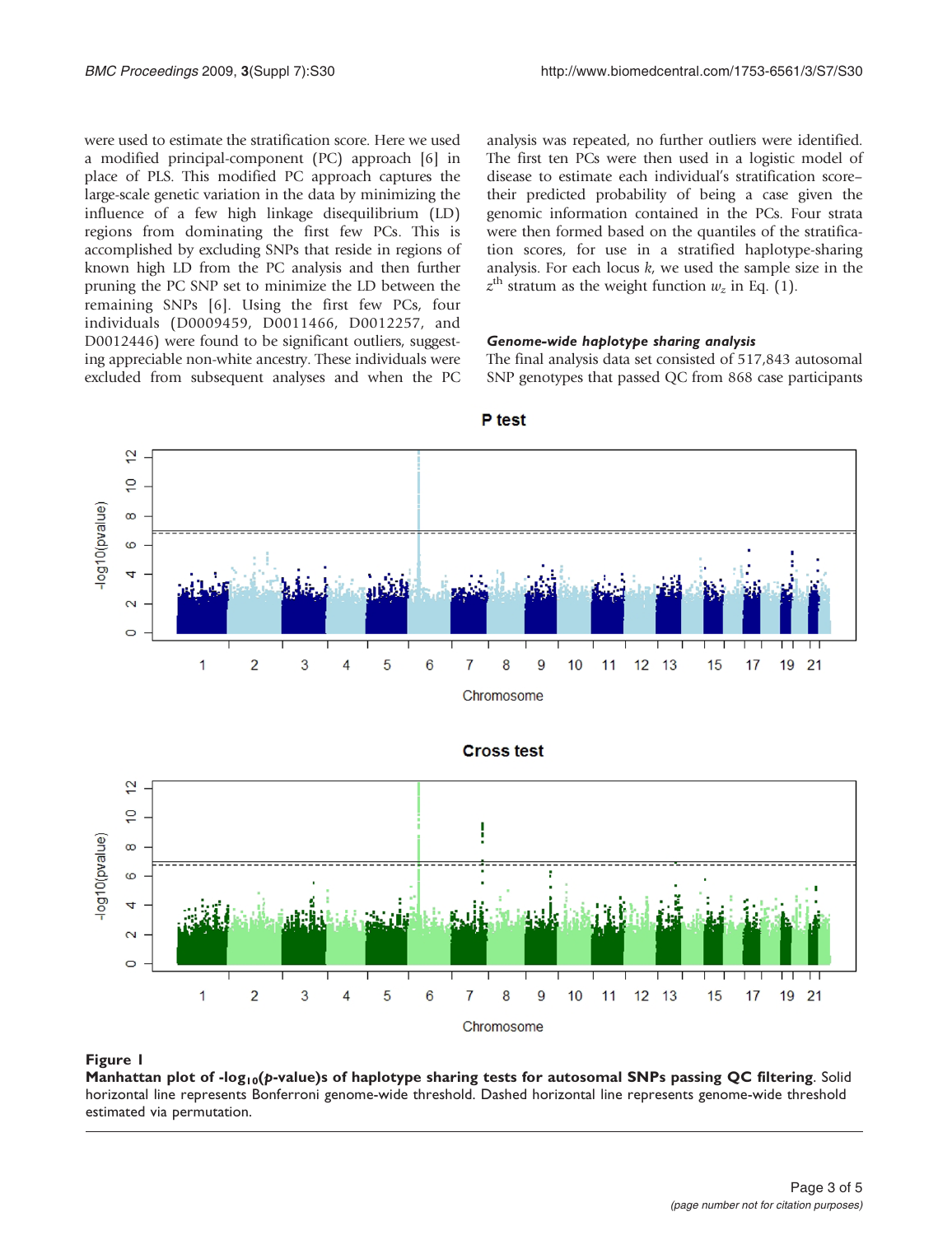were used to estimate the stratification score. Here we used a modified principal-component (PC) approach [6] in place of PLS. This modified PC approach captures the large-scale genetic variation in the data by minimizing the influence of a few high linkage disequilibrium (LD) regions from dominating the first few PCs. This is accomplished by excluding SNPs that reside in regions of known high LD from the PC analysis and then further pruning the PC SNP set to minimize the LD between the remaining SNPs [6]. Using the first few PCs, four individuals (D0009459, D0011466, D0012257, and D0012446) were found to be significant outliers, suggesting appreciable non-white ancestry. These individuals were excluded from subsequent analyses and when the PC analysis was repeated, no further outliers were identified. The first ten PCs were then used in a logistic model of disease to estimate each individual's stratification score–their predicted probability of being a case given the genomic information contained in the PCs. Four strata were then formed based on the quantiles of the stratification scores, for use in a stratified haplotype-sharing analysis. For each locus $k$, we used the sample size in the $z^{th}$ stratum as the weight function $w_z$ in Eq. (1).

#### *Genome-wide haplotype sharing analysis*

The final analysis data set consisted of 517,843 autosomal SNP genotypes that passed QC from 868 case participants

**Figure 1**
**Manhattan plot of -log$_{10}$($p$-value)s of haplotype sharing tests for autosomal SNPs passing QC filtering**. Solid horizontal line represents Bonferroni genome-wide threshold. Dashed horizontal line represents genome-wide threshold estimated via permutation.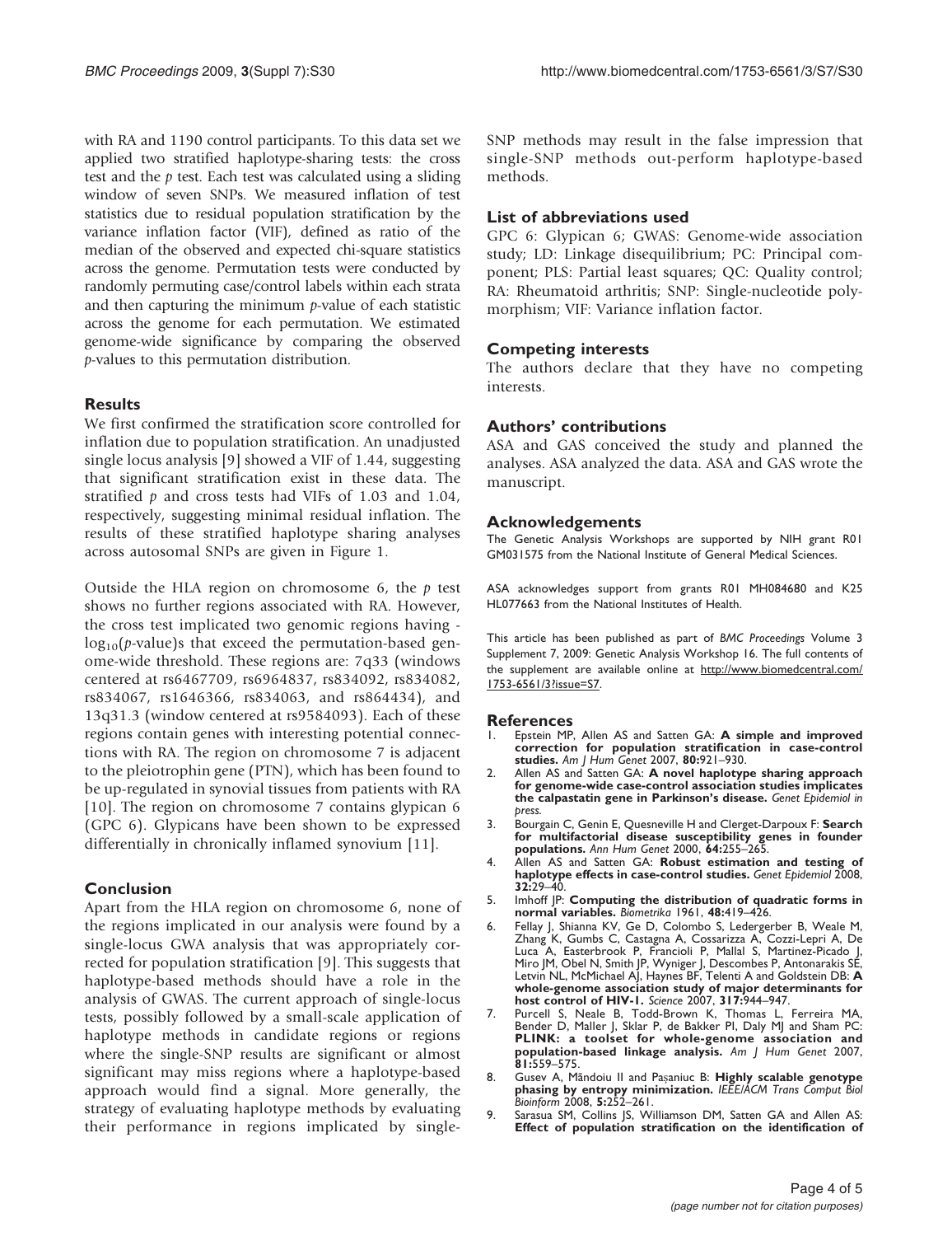with RA and 1190 control participants. To this data set we applied two stratified haplotype-sharing tests: the cross test and the $p$ test. Each test was calculated using a sliding window of seven SNPs. We measured inflation of test statistics due to residual population stratification by the variance inflation factor (VIF), defined as ratio of the median of the observed and expected chi-square statistics across the genome. Permutation tests were conducted by randomly permuting case/control labels within each strata and then capturing the minimum $p$-value of each statistic across the genome for each permutation. We estimated genome-wide significance by comparing the observed $p$-values to this permutation distribution.

## Results

We first confirmed the stratification score controlled for inflation due to population stratification. An unadjusted single locus analysis [9] showed a VIF of 1.44, suggesting that significant stratification exist in these data. The stratified $p$ and cross tests had VIFs of 1.03 and 1.04, respectively, suggesting minimal residual inflation. The results of these stratified haplotype sharing analyses across autosomal SNPs are given in Figure 1.

Outside the HLA region on chromosome 6, the $p$ test shows no further regions associated with RA. However, the cross test implicated two genomic regions having -$\log_{10}$($p$-value)s that exceed the permutation-based genome-wide threshold. These regions are: 7q33 (windows centered at rs6467709, rs6964837, rs834092, rs834082, rs834067, rs1646366, rs834063, and rs864434), and 13q31.3 (window centered at rs9584093). Each of these regions contain genes with interesting potential connections with RA. The region on chromosome 7 is adjacent to the pleiotrophin gene (PTN), which has been found to be up-regulated in synovial tissues from patients with RA [10]. The region on chromosome 7 contains glypican 6 (GPC 6). Glypicans have been shown to be expressed differentially in chronically inflamed synovium [11].

## Conclusion

Apart from the HLA region on chromosome 6, none of the regions implicated in our analysis were found by a single-locus GWA analysis that was appropriately corrected for population stratification [9]. This suggests that haplotype-based methods should have a role in the analysis of GWAS. The current approach of single-locus tests, possibly followed by a small-scale application of haplotype methods in candidate regions or regions where the single-SNP results are significant or almost significant may miss regions where a haplotype-based approach would find a signal. More generally, the strategy of evaluating haplotype methods by evaluating their performance in regions implicated by single-SNP methods may result in the false impression that single-SNP methods out-perform haplotype-based methods.

## List of abbreviations used

GPC 6: Glypican 6; GWAS: Genome-wide association study; LD: Linkage disequilibrium; PC: Principal component; PLS: Partial least squares; QC: Quality control; RA: Rheumatoid arthritis; SNP: Single-nucleotide polymorphism; VIF: Variance inflation factor.

## Competing interests

The authors declare that they have no competing interests.

## Authors' contributions

ASA and GAS conceived the study and planned the analyses. ASA analyzed the data. ASA and GAS wrote the manuscript.

## Acknowledgements

The Genetic Analysis Workshops are supported by NIH grant R01 GM031575 from the National Institute of General Medical Sciences.

ASA acknowledges support from grants R01 MH084680 and K25 HL077663 from the National Institutes of Health.

This article has been published as part of *BMC Proceedings* Volume 3 Supplement 7, 2009: Genetic Analysis Workshop 16. The full contents of the supplement are available online at http://www.biomedcentral.com/1753-6561/3?issue=S7.

## References

1. Epstein MP, Allen AS and Satten GA: **A simple and improved correction for population stratification in case-control studies.** *Am J Hum Genet* 2007, **80:**921–930.
2. Allen AS and Satten GA: **A novel haplotype sharing approach for genome-wide case-control association studies implicates the calpastatin gene in Parkinson's disease.** *Genet Epidemiol in press.*
3. Bourgain C, Genin E, Quesneville H and Clerget-Darpoux F: **Search for multifactorial disease susceptibility genes in founder populations.** *Ann Hum Genet* 2000, **64:**255–265.
4. Allen AS and Satten GA: **Robust estimation and testing of haplotype effects in case-control studies.** *Genet Epidemiol* 2008, **32:**29–40.
5. Imhoff JP: **Computing the distribution of quadratic forms in normal variables.** *Biometrika* 1961, **48:**419–426.
6. Fellay J, Shianna KV, Ge D, Colombo S, Ledergerber B, Weale M, Zhang K, Gumbs C, Castagna A, Cossarizza A, Cozzi-Lepri A, De Luca A, Easterbrook P, Francioli P, Mallal S, Martinez-Picado J, Miro JM, Obel N, Smith JP, Wyniger J, Descombes P, Antonarakis SE, Letvin NL, McMichael AJ, Haynes BF, Telenti A and Goldstein DB: **A whole-genome association study of major determinants for host control of HIV-1.** *Science* 2007, **317:**944–947.
7. Purcell S, Neale B, Todd-Brown K, Thomas L, Ferreira MA, Bender D, Maller J, Sklar P, de Bakker PI, Daly MJ and Sham PC: **PLINK: a toolset for whole-genome association and population-based linkage analysis.** *Am J Hum Genet* 2007, **81:**559–575.
8. Gusev A, Măndoiu II and Paşaniuc B: **Highly scalable genotype phasing by entropy minimization.** *IEEE/ACM Trans Comput Biol Bioinform* 2008, **5:**252–261.
9. Sarasua SM, Collins JS, Williamson DM, Satten GA and Allen AS: **Effect of population stratification on the identification of**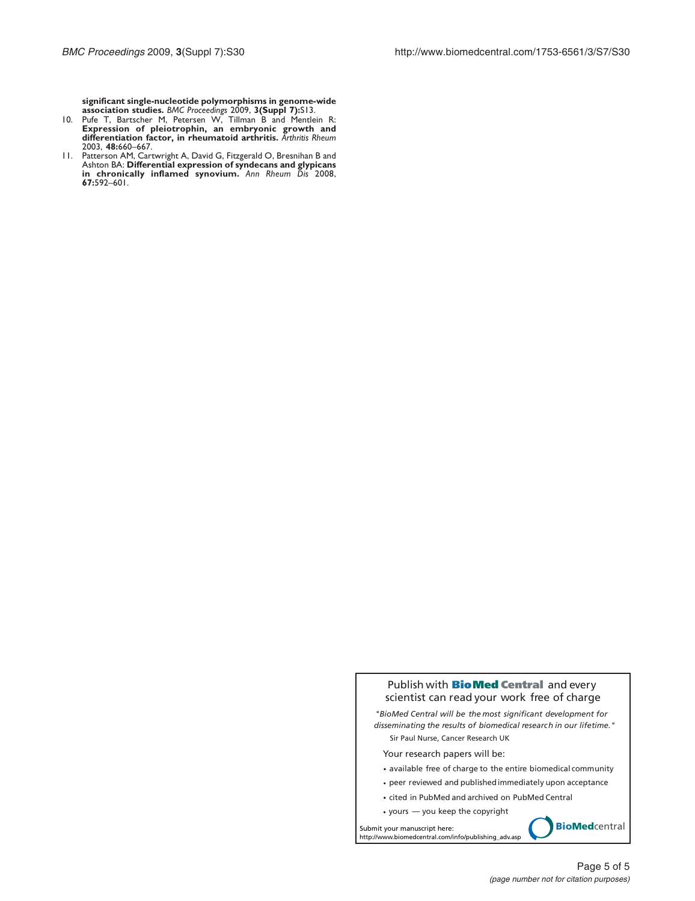**significant single-nucleotide polymorphisms in genome-wide association studies.** *BMC Proceedings* 2009, **3(Suppl 7):**S13.

10. Pufe T, Bartscher M, Petersen W, Tillman B and Mentlein R: **Expression of pleiotrophin, an embryonic growth and differentiation factor, in rheumatoid arthritis.** *Arthritis Rheum* 2003, **48:**660–667.
11. Patterson AM, Cartwright A, David G, Fitzgerald O, Bresnihan B and Ashton BA: **Differential expression of syndecans and glypicans in chronically inflamed synovium.** *Ann Rheum Dis* 2008, **67:**592–601.

Publish with **BioMed Central** and every scientist can read your work free of charge

*"BioMed Central will be the most significant development for disseminating the results of biomedical research in our lifetime."*

Sir Paul Nurse, Cancer Research UK

Your research papers will be:

- available free of charge to the entire biomedical community
- peer reviewed and published immediately upon acceptance
- cited in PubMed and archived on PubMed Central
- yours — you keep the copyright

Submit your manuscript here:
http://www.biomedcentral.com/info/publishing_adv.asp

**BioMed**central